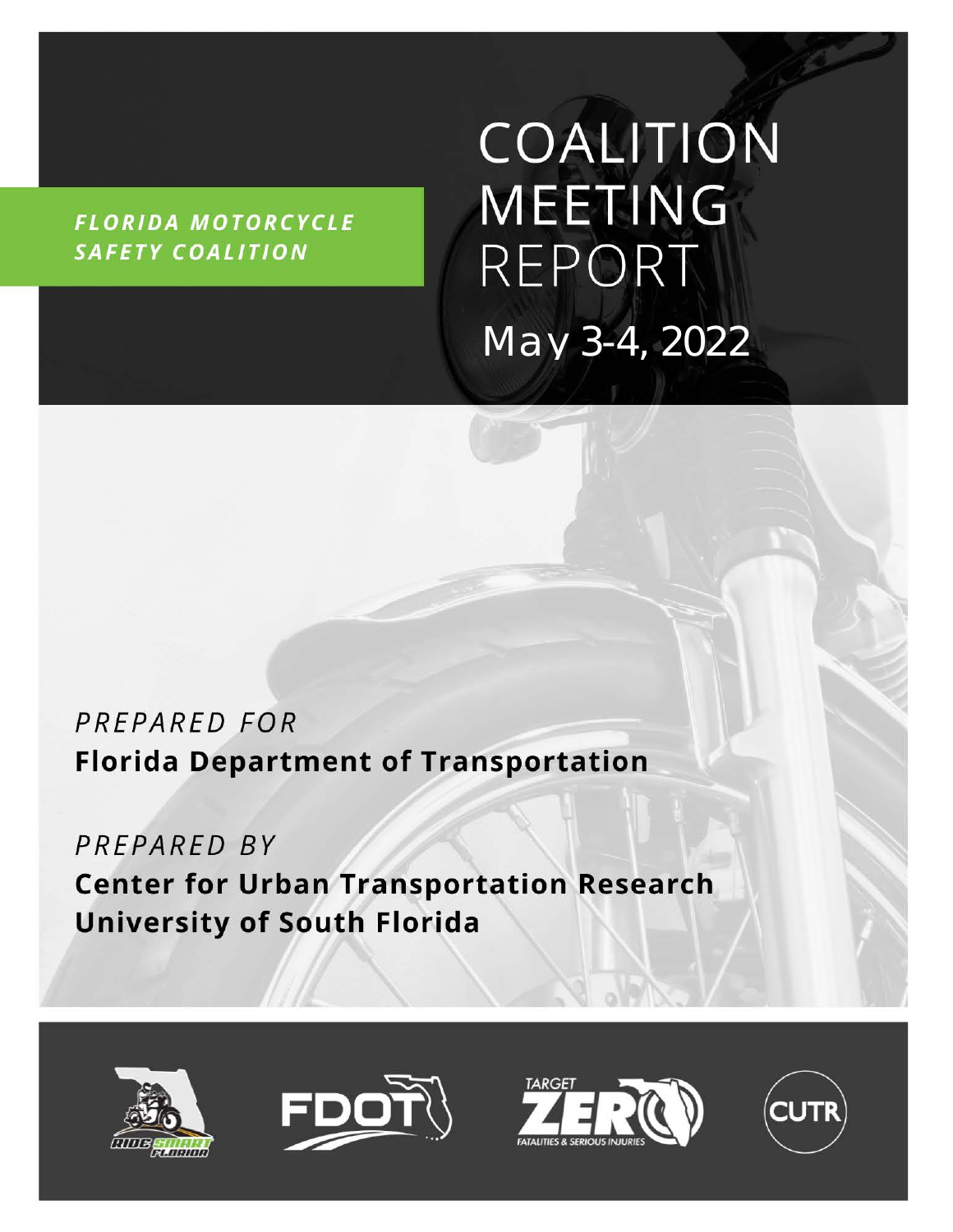***FLORIDA MOTORCYCLE SAFETY COALITION***

# COALITION MEETING REPORT

## May 3-4, 2022

*PREPARED FOR*

**Florida Department of Transportation**

*PREPARED BY*

**Center for Urban Transportation Research**
**University of South Florida**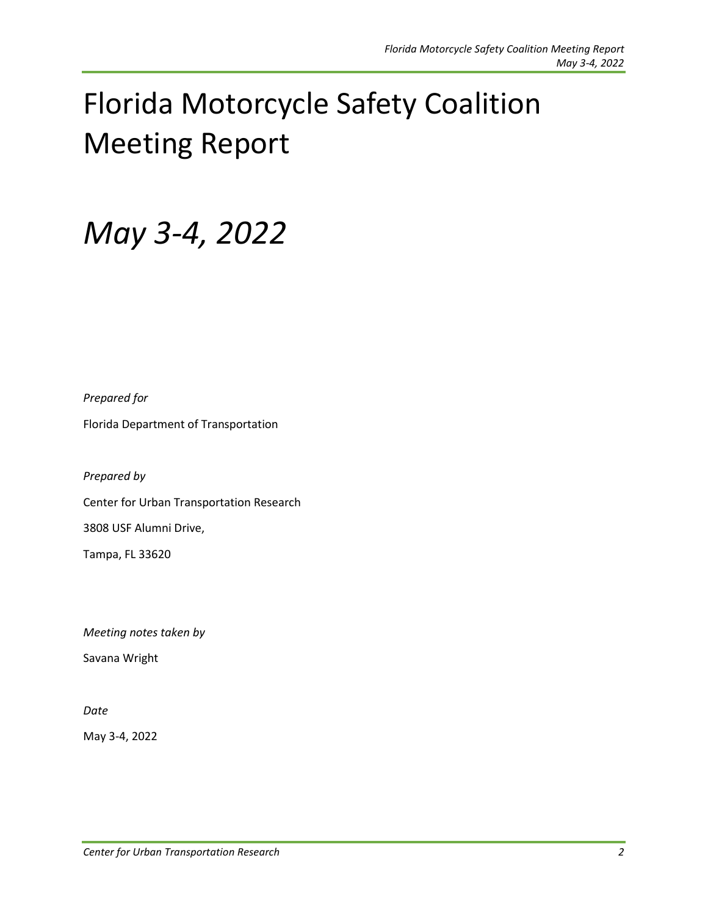# Florida Motorcycle Safety Coalition Meeting Report

# *May 3-4, 2022*

*Prepared for*

Florida Department of Transportation

*Prepared by*

Center for Urban Transportation Research

3808 USF Alumni Drive,

Tampa, FL 33620

*Meeting notes taken by*

Savana Wright

*Date*

May 3-4, 2022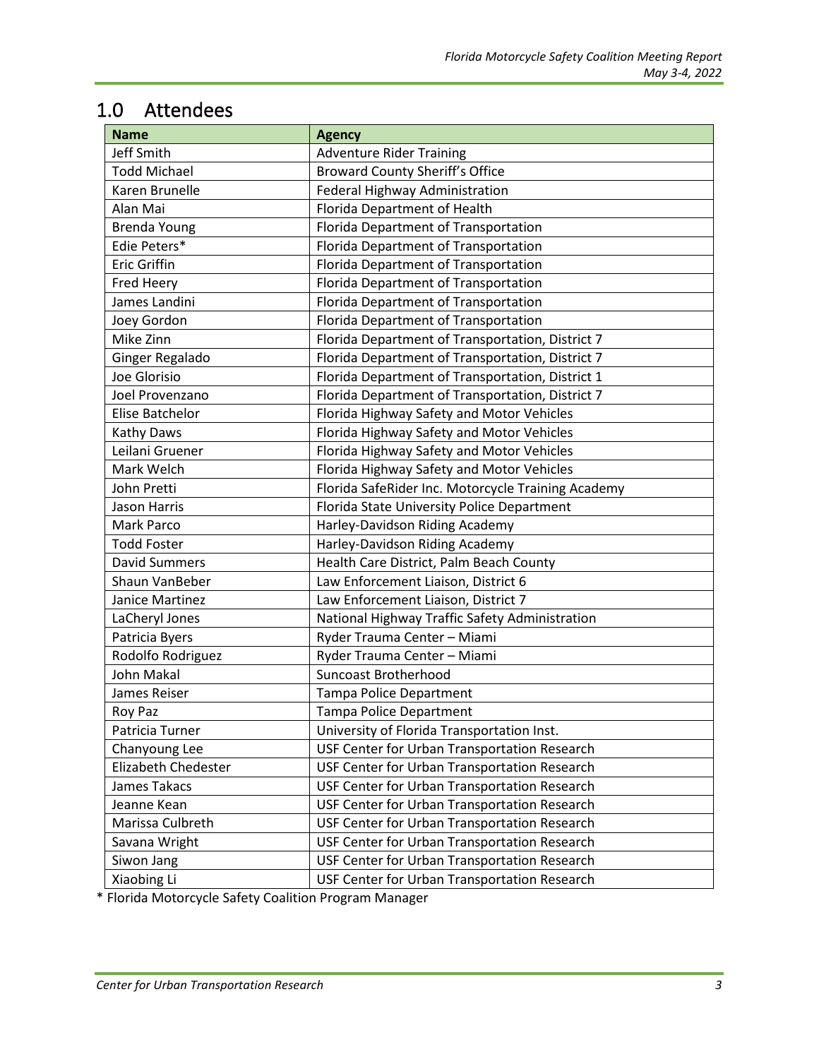## 1.0 Attendees

| Name | Agency |
|---|---|
| Jeff Smith | Adventure Rider Training |
| Todd Michael | Broward County Sheriff's Office |
| Karen Brunelle | Federal Highway Administration |
| Alan Mai | Florida Department of Health |
| Brenda Young | Florida Department of Transportation |
| Edie Peters* | Florida Department of Transportation |
| Eric Griffin | Florida Department of Transportation |
| Fred Heery | Florida Department of Transportation |
| James Landini | Florida Department of Transportation |
| Joey Gordon | Florida Department of Transportation |
| Mike Zinn | Florida Department of Transportation, District 7 |
| Ginger Regalado | Florida Department of Transportation, District 7 |
| Joe Glorisio | Florida Department of Transportation, District 1 |
| Joel Provenzano | Florida Department of Transportation, District 7 |
| Elise Batchelor | Florida Highway Safety and Motor Vehicles |
| Kathy Daws | Florida Highway Safety and Motor Vehicles |
| Leilani Gruener | Florida Highway Safety and Motor Vehicles |
| Mark Welch | Florida Highway Safety and Motor Vehicles |
| John Pretti | Florida SafeRider Inc. Motorcycle Training Academy |
| Jason Harris | Florida State University Police Department |
| Mark Parco | Harley-Davidson Riding Academy |
| Todd Foster | Harley-Davidson Riding Academy |
| David Summers | Health Care District, Palm Beach County |
| Shaun VanBeber | Law Enforcement Liaison, District 6 |
| Janice Martinez | Law Enforcement Liaison, District 7 |
| LaCheryl Jones | National Highway Traffic Safety Administration |
| Patricia Byers | Ryder Trauma Center – Miami |
| Rodolfo Rodriguez | Ryder Trauma Center – Miami |
| John Makal | Suncoast Brotherhood |
| James Reiser | Tampa Police Department |
| Roy Paz | Tampa Police Department |
| Patricia Turner | University of Florida Transportation Inst. |
| Chanyoung Lee | USF Center for Urban Transportation Research |
| Elizabeth Chedester | USF Center for Urban Transportation Research |
| James Takacs | USF Center for Urban Transportation Research |
| Jeanne Kean | USF Center for Urban Transportation Research |
| Marissa Culbreth | USF Center for Urban Transportation Research |
| Savana Wright | USF Center for Urban Transportation Research |
| Siwon Jang | USF Center for Urban Transportation Research |
| Xiaobing Li | USF Center for Urban Transportation Research |

* Florida Motorcycle Safety Coalition Program Manager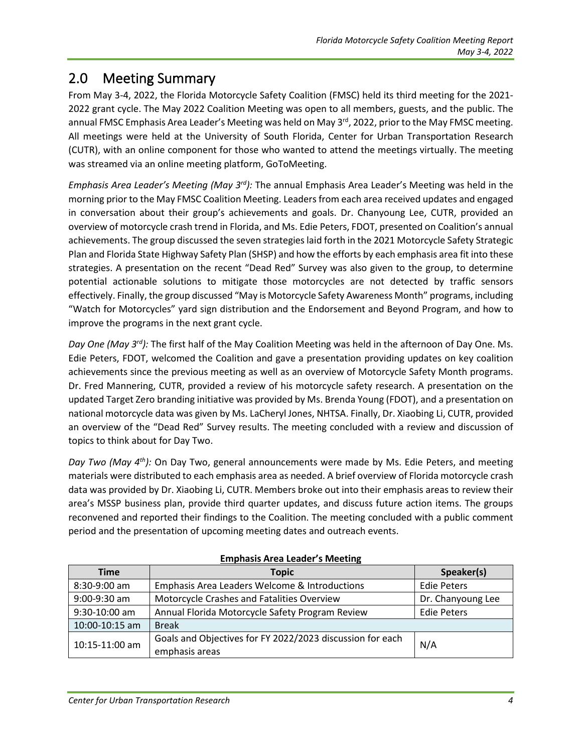## 2.0 Meeting Summary

From May 3-4, 2022, the Florida Motorcycle Safety Coalition (FMSC) held its third meeting for the 2021-2022 grant cycle. The May 2022 Coalition Meeting was open to all members, guests, and the public. The annual FMSC Emphasis Area Leader's Meeting was held on May 3rd, 2022, prior to the May FMSC meeting. All meetings were held at the University of South Florida, Center for Urban Transportation Research (CUTR), with an online component for those who wanted to attend the meetings virtually. The meeting was streamed via an online meeting platform, GoToMeeting.

*Emphasis Area Leader's Meeting (May 3rd):* The annual Emphasis Area Leader's Meeting was held in the morning prior to the May FMSC Coalition Meeting. Leaders from each area received updates and engaged in conversation about their group's achievements and goals. Dr. Chanyoung Lee, CUTR, provided an overview of motorcycle crash trend in Florida, and Ms. Edie Peters, FDOT, presented on Coalition's annual achievements. The group discussed the seven strategies laid forth in the 2021 Motorcycle Safety Strategic Plan and Florida State Highway Safety Plan (SHSP) and how the efforts by each emphasis area fit into these strategies. A presentation on the recent "Dead Red" Survey was also given to the group, to determine potential actionable solutions to mitigate those motorcycles are not detected by traffic sensors effectively. Finally, the group discussed "May is Motorcycle Safety Awareness Month" programs, including "Watch for Motorcycles" yard sign distribution and the Endorsement and Beyond Program, and how to improve the programs in the next grant cycle.

*Day One (May 3rd):* The first half of the May Coalition Meeting was held in the afternoon of Day One. Ms. Edie Peters, FDOT, welcomed the Coalition and gave a presentation providing updates on key coalition achievements since the previous meeting as well as an overview of Motorcycle Safety Month programs. Dr. Fred Mannering, CUTR, provided a review of his motorcycle safety research. A presentation on the updated Target Zero branding initiative was provided by Ms. Brenda Young (FDOT), and a presentation on national motorcycle data was given by Ms. LaCheryl Jones, NHTSA. Finally, Dr. Xiaobing Li, CUTR, provided an overview of the "Dead Red" Survey results. The meeting concluded with a review and discussion of topics to think about for Day Two.

*Day Two (May 4th):* On Day Two, general announcements were made by Ms. Edie Peters, and meeting materials were distributed to each emphasis area as needed. A brief overview of Florida motorcycle crash data was provided by Dr. Xiaobing Li, CUTR. Members broke out into their emphasis areas to review their area's MSSP business plan, provide third quarter updates, and discuss future action items. The groups reconvened and reported their findings to the Coalition. The meeting concluded with a public comment period and the presentation of upcoming meeting dates and outreach events.

**Emphasis Area Leader's Meeting**

| Time | Topic | Speaker(s) |
| --- | --- | --- |
| 8:30-9:00 am | Emphasis Area Leaders Welcome & Introductions | Edie Peters |
| 9:00-9:30 am | Motorcycle Crashes and Fatalities Overview | Dr. Chanyoung Lee |
| 9:30-10:00 am | Annual Florida Motorcycle Safety Program Review | Edie Peters |
| 10:00-10:15 am | Break | |
| 10:15-11:00 am | Goals and Objectives for FY 2022/2023 discussion for each emphasis areas | N/A |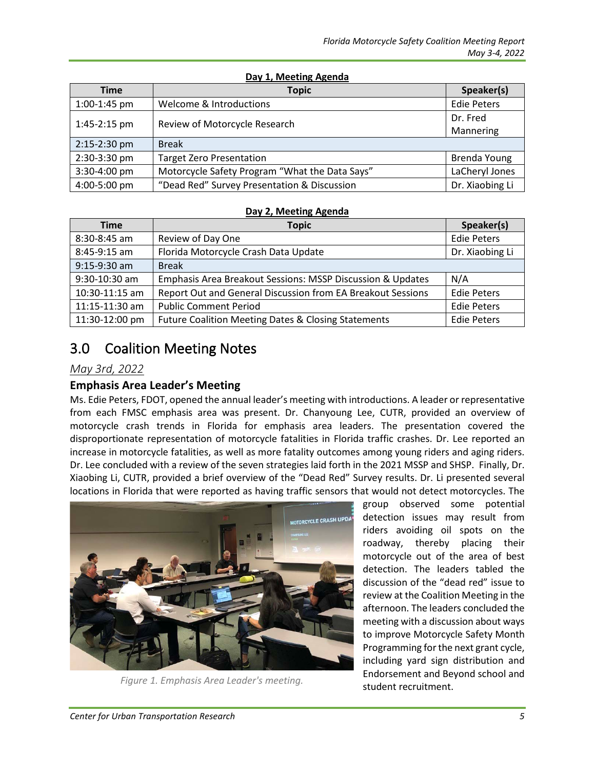**Day 1, Meeting Agenda**

| Time | Topic | Speaker(s) |
|---|---|---|
| 1:00-1:45 pm | Welcome & Introductions | Edie Peters |
| 1:45-2:15 pm | Review of Motorcycle Research | Dr. Fred Mannering |
| 2:15-2:30 pm | Break | |
| 2:30-3:30 pm | Target Zero Presentation | Brenda Young |
| 3:30-4:00 pm | Motorcycle Safety Program "What the Data Says" | LaCheryl Jones |
| 4:00-5:00 pm | "Dead Red" Survey Presentation & Discussion | Dr. Xiaobing Li |

**Day 2, Meeting Agenda**

| Time | Topic | Speaker(s) |
|---|---|---|
| 8:30-8:45 am | Review of Day One | Edie Peters |
| 8:45-9:15 am | Florida Motorcycle Crash Data Update | Dr. Xiaobing Li |
| 9:15-9:30 am | Break | |
| 9:30-10:30 am | Emphasis Area Breakout Sessions: MSSP Discussion & Updates | N/A |
| 10:30-11:15 am | Report Out and General Discussion from EA Breakout Sessions | Edie Peters |
| 11:15-11:30 am | Public Comment Period | Edie Peters |
| 11:30-12:00 pm | Future Coalition Meeting Dates & Closing Statements | Edie Peters |

# 3.0 Coalition Meeting Notes

*May 3rd, 2022*

### Emphasis Area Leader's Meeting

Ms. Edie Peters, FDOT, opened the annual leader's meeting with introductions. A leader or representative from each FMSC emphasis area was present. Dr. Chanyoung Lee, CUTR, provided an overview of motorcycle crash trends in Florida for emphasis area leaders. The presentation covered the disproportionate representation of motorcycle fatalities in Florida traffic crashes. Dr. Lee reported an increase in motorcycle fatalities, as well as more fatality outcomes among young riders and aging riders. Dr. Lee concluded with a review of the seven strategies laid forth in the 2021 MSSP and SHSP. Finally, Dr. Xiaobing Li, CUTR, provided a brief overview of the "Dead Red" Survey results. Dr. Li presented several locations in Florida that were reported as having traffic sensors that would not detect motorcycles. The group observed some potential detection issues may result from riders avoiding oil spots on the roadway, thereby placing their motorcycle out of the area of best detection. The leaders tabled the discussion of the "dead red" issue to review at the Coalition Meeting in the afternoon. The leaders concluded the meeting with a discussion about ways to improve Motorcycle Safety Month Programming for the next grant cycle, including yard sign distribution and Endorsement and Beyond school and student recruitment.

*Figure 1. Emphasis Area Leader's meeting.*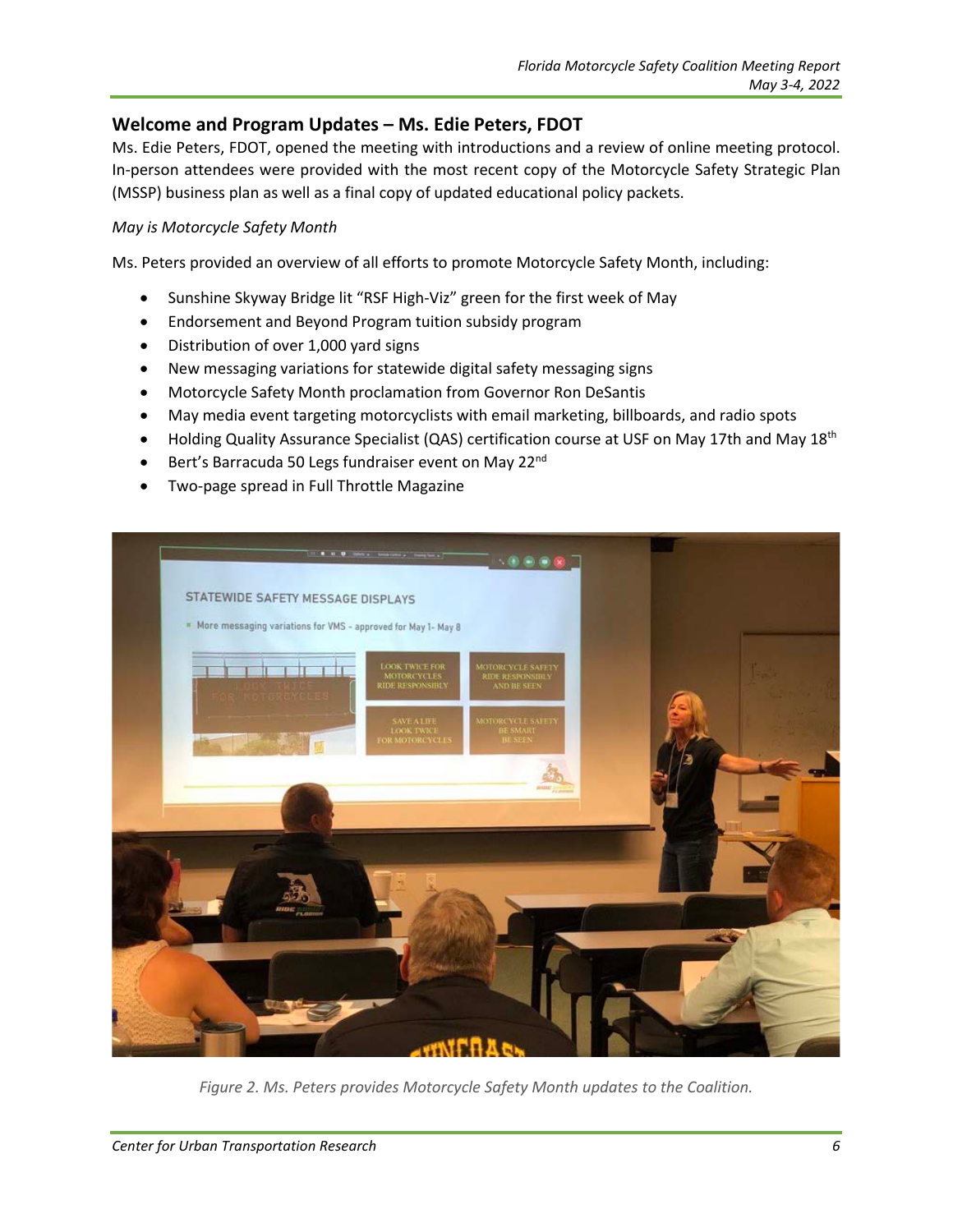## Welcome and Program Updates – Ms. Edie Peters, FDOT

Ms. Edie Peters, FDOT, opened the meeting with introductions and a review of online meeting protocol. In-person attendees were provided with the most recent copy of the Motorcycle Safety Strategic Plan (MSSP) business plan as well as a final copy of updated educational policy packets.

*May is Motorcycle Safety Month*

Ms. Peters provided an overview of all efforts to promote Motorcycle Safety Month, including:

- Sunshine Skyway Bridge lit "RSF High-Viz" green for the first week of May
- Endorsement and Beyond Program tuition subsidy program
- Distribution of over 1,000 yard signs
- New messaging variations for statewide digital safety messaging signs
- Motorcycle Safety Month proclamation from Governor Ron DeSantis
- May media event targeting motorcyclists with email marketing, billboards, and radio spots
- Holding Quality Assurance Specialist (QAS) certification course at USF on May 17th and May 18th
- Bert's Barracuda 50 Legs fundraiser event on May 22nd
- Two-page spread in Full Throttle Magazine

*Figure 2. Ms. Peters provides Motorcycle Safety Month updates to the Coalition.*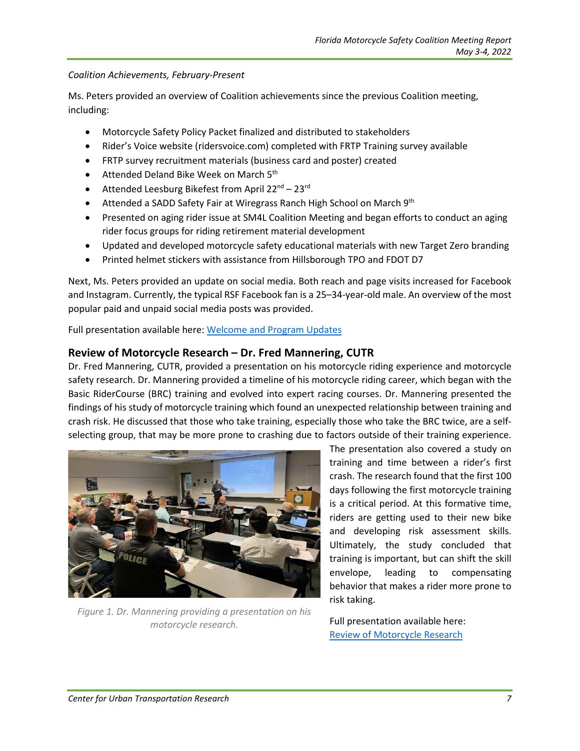*Coalition Achievements, February-Present*

Ms. Peters provided an overview of Coalition achievements since the previous Coalition meeting, including:

- Motorcycle Safety Policy Packet finalized and distributed to stakeholders
- Rider's Voice website (ridersvoice.com) completed with FRTP Training survey available
- FRTP survey recruitment materials (business card and poster) created
- Attended Deland Bike Week on March 5th
- Attended Leesburg Bikefest from April 22nd – 23rd
- Attended a SADD Safety Fair at Wiregrass Ranch High School on March 9th
- Presented on aging rider issue at SM4L Coalition Meeting and began efforts to conduct an aging rider focus groups for riding retirement material development
- Updated and developed motorcycle safety educational materials with new Target Zero branding
- Printed helmet stickers with assistance from Hillsborough TPO and FDOT D7

Next, Ms. Peters provided an update on social media. Both reach and page visits increased for Facebook and Instagram. Currently, the typical RSF Facebook fan is a 25–34-year-old male. An overview of the most popular paid and unpaid social media posts was provided.

Full presentation available here: [Welcome and Program Updates]

## Review of Motorcycle Research – Dr. Fred Mannering, CUTR

Dr. Fred Mannering, CUTR, provided a presentation on his motorcycle riding experience and motorcycle safety research. Dr. Mannering provided a timeline of his motorcycle riding career, which began with the Basic RiderCourse (BRC) training and evolved into expert racing courses. Dr. Mannering presented the findings of his study of motorcycle training which found an unexpected relationship between training and crash risk. He discussed that those who take training, especially those who take the BRC twice, are a self-selecting group, that may be more prone to crashing due to factors outside of their training experience. The presentation also covered a study on training and time between a rider's first crash. The research found that the first 100 days following the first motorcycle training is a critical period. At this formative time, riders are getting used to their new bike and developing risk assessment skills. Ultimately, the study concluded that training is important, but can shift the skill envelope, leading to compensating behavior that makes a rider more prone to risk taking.

*Figure 1. Dr. Mannering providing a presentation on his motorcycle research.*

Full presentation available here: [Review of Motorcycle Research]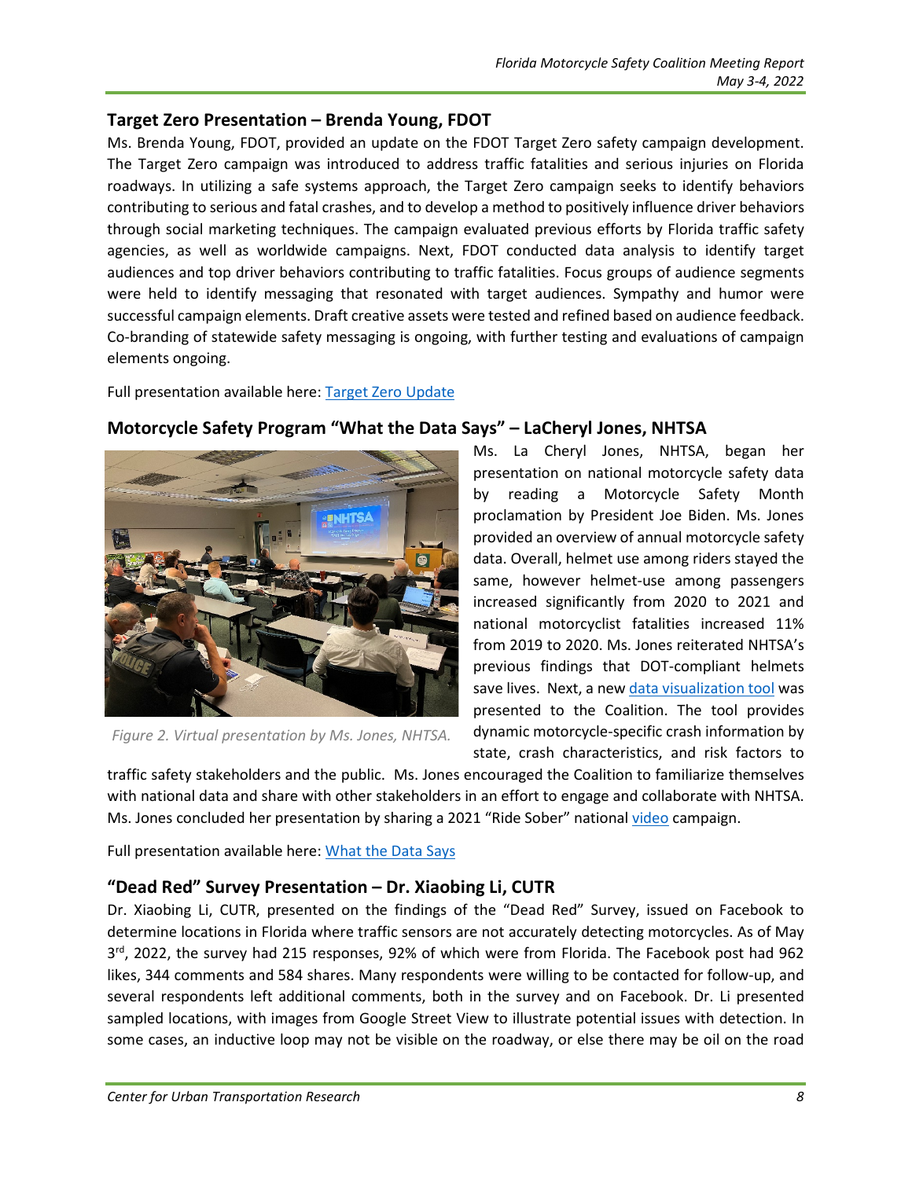## Target Zero Presentation – Brenda Young, FDOT

Ms. Brenda Young, FDOT, provided an update on the FDOT Target Zero safety campaign development. The Target Zero campaign was introduced to address traffic fatalities and serious injuries on Florida roadways. In utilizing a safe systems approach, the Target Zero campaign seeks to identify behaviors contributing to serious and fatal crashes, and to develop a method to positively influence driver behaviors through social marketing techniques. The campaign evaluated previous efforts by Florida traffic safety agencies, as well as worldwide campaigns. Next, FDOT conducted data analysis to identify target audiences and top driver behaviors contributing to traffic fatalities. Focus groups of audience segments were held to identify messaging that resonated with target audiences. Sympathy and humor were successful campaign elements. Draft creative assets were tested and refined based on audience feedback. Co-branding of statewide safety messaging is ongoing, with further testing and evaluations of campaign elements ongoing.

Full presentation available here: Target Zero Update

## Motorcycle Safety Program "What the Data Says" – LaCheryl Jones, NHTSA

*Figure 2. Virtual presentation by Ms. Jones, NHTSA.*

Ms. La Cheryl Jones, NHTSA, began her presentation on national motorcycle safety data by reading a Motorcycle Safety Month proclamation by President Joe Biden. Ms. Jones provided an overview of annual motorcycle safety data. Overall, helmet use among riders stayed the same, however helmet-use among passengers increased significantly from 2020 to 2021 and national motorcyclist fatalities increased 11% from 2019 to 2020. Ms. Jones reiterated NHTSA's previous findings that DOT-compliant helmets save lives. Next, a new data visualization tool was presented to the Coalition. The tool provides dynamic motorcycle-specific crash information by state, crash characteristics, and risk factors to traffic safety stakeholders and the public. Ms. Jones encouraged the Coalition to familiarize themselves with national data and share with other stakeholders in an effort to engage and collaborate with NHTSA. Ms. Jones concluded her presentation by sharing a 2021 "Ride Sober" national video campaign.

Full presentation available here: What the Data Says

## "Dead Red" Survey Presentation – Dr. Xiaobing Li, CUTR

Dr. Xiaobing Li, CUTR, presented on the findings of the "Dead Red" Survey, issued on Facebook to determine locations in Florida where traffic sensors are not accurately detecting motorcycles. As of May 3rd, 2022, the survey had 215 responses, 92% of which were from Florida. The Facebook post had 962 likes, 344 comments and 584 shares. Many respondents were willing to be contacted for follow-up, and several respondents left additional comments, both in the survey and on Facebook. Dr. Li presented sampled locations, with images from Google Street View to illustrate potential issues with detection. In some cases, an inductive loop may not be visible on the roadway, or else there may be oil on the road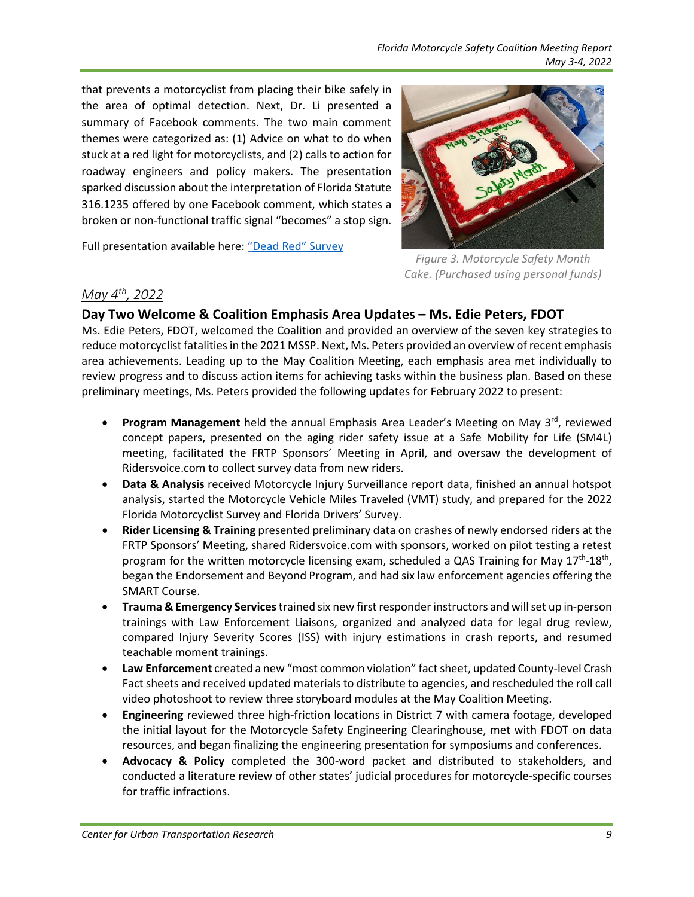that prevents a motorcyclist from placing their bike safely in the area of optimal detection. Next, Dr. Li presented a summary of Facebook comments. The two main comment themes were categorized as: (1) Advice on what to do when stuck at a red light for motorcyclists, and (2) calls to action for roadway engineers and policy makers. The presentation sparked discussion about the interpretation of Florida Statute 316.1235 offered by one Facebook comment, which states a broken or non-functional traffic signal "becomes" a stop sign.

Full presentation available here: ["Dead Red" Survey]()

*Figure 3. Motorcycle Safety Month Cake. (Purchased using personal funds)*

*May 4th, 2022*

## Day Two Welcome & Coalition Emphasis Area Updates – Ms. Edie Peters, FDOT

Ms. Edie Peters, FDOT, welcomed the Coalition and provided an overview of the seven key strategies to reduce motorcyclist fatalities in the 2021 MSSP. Next, Ms. Peters provided an overview of recent emphasis area achievements. Leading up to the May Coalition Meeting, each emphasis area met individually to review progress and to discuss action items for achieving tasks within the business plan. Based on these preliminary meetings, Ms. Peters provided the following updates for February 2022 to present:

- **Program Management** held the annual Emphasis Area Leader's Meeting on May 3rd, reviewed concept papers, presented on the aging rider safety issue at a Safe Mobility for Life (SM4L) meeting, facilitated the FRTP Sponsors' Meeting in April, and oversaw the development of Ridersvoice.com to collect survey data from new riders.
- **Data & Analysis** received Motorcycle Injury Surveillance report data, finished an annual hotspot analysis, started the Motorcycle Vehicle Miles Traveled (VMT) study, and prepared for the 2022 Florida Motorcyclist Survey and Florida Drivers' Survey.
- **Rider Licensing & Training** presented preliminary data on crashes of newly endorsed riders at the FRTP Sponsors' Meeting, shared Ridersvoice.com with sponsors, worked on pilot testing a retest program for the written motorcycle licensing exam, scheduled a QAS Training for May 17th-18th, began the Endorsement and Beyond Program, and had six law enforcement agencies offering the SMART Course.
- **Trauma & Emergency Services** trained six new first responder instructors and will set up in-person trainings with Law Enforcement Liaisons, organized and analyzed data for legal drug review, compared Injury Severity Scores (ISS) with injury estimations in crash reports, and resumed teachable moment trainings.
- **Law Enforcement** created a new "most common violation" fact sheet, updated County-level Crash Fact sheets and received updated materials to distribute to agencies, and rescheduled the roll call video photoshoot to review three storyboard modules at the May Coalition Meeting.
- **Engineering** reviewed three high-friction locations in District 7 with camera footage, developed the initial layout for the Motorcycle Safety Engineering Clearinghouse, met with FDOT on data resources, and began finalizing the engineering presentation for symposiums and conferences.
- **Advocacy & Policy** completed the 300-word packet and distributed to stakeholders, and conducted a literature review of other states' judicial procedures for motorcycle-specific courses for traffic infractions.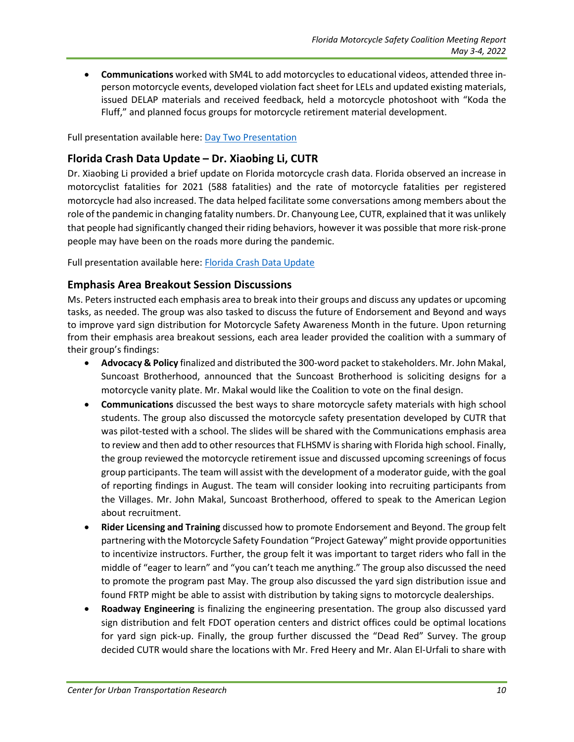- **Communications** worked with SM4L to add motorcycles to educational videos, attended three in-person motorcycle events, developed violation fact sheet for LELs and updated existing materials, issued DELAP materials and received feedback, held a motorcycle photoshoot with "Koda the Fluff," and planned focus groups for motorcycle retirement material development.

Full presentation available here: Day Two Presentation

## Florida Crash Data Update – Dr. Xiaobing Li, CUTR

Dr. Xiaobing Li provided a brief update on Florida motorcycle crash data. Florida observed an increase in motorcyclist fatalities for 2021 (588 fatalities) and the rate of motorcycle fatalities per registered motorcycle had also increased. The data helped facilitate some conversations among members about the role of the pandemic in changing fatality numbers. Dr. Chanyoung Lee, CUTR, explained that it was unlikely that people had significantly changed their riding behaviors, however it was possible that more risk-prone people may have been on the roads more during the pandemic.

Full presentation available here: Florida Crash Data Update

## Emphasis Area Breakout Session Discussions

Ms. Peters instructed each emphasis area to break into their groups and discuss any updates or upcoming tasks, as needed. The group was also tasked to discuss the future of Endorsement and Beyond and ways to improve yard sign distribution for Motorcycle Safety Awareness Month in the future. Upon returning from their emphasis area breakout sessions, each area leader provided the coalition with a summary of their group's findings:

- **Advocacy & Policy** finalized and distributed the 300-word packet to stakeholders. Mr. John Makal, Suncoast Brotherhood, announced that the Suncoast Brotherhood is soliciting designs for a motorcycle vanity plate. Mr. Makal would like the Coalition to vote on the final design.
- **Communications** discussed the best ways to share motorcycle safety materials with high school students. The group also discussed the motorcycle safety presentation developed by CUTR that was pilot-tested with a school. The slides will be shared with the Communications emphasis area to review and then add to other resources that FLHSMV is sharing with Florida high school. Finally, the group reviewed the motorcycle retirement issue and discussed upcoming screenings of focus group participants. The team will assist with the development of a moderator guide, with the goal of reporting findings in August. The team will consider looking into recruiting participants from the Villages. Mr. John Makal, Suncoast Brotherhood, offered to speak to the American Legion about recruitment.
- **Rider Licensing and Training** discussed how to promote Endorsement and Beyond. The group felt partnering with the Motorcycle Safety Foundation "Project Gateway" might provide opportunities to incentivize instructors. Further, the group felt it was important to target riders who fall in the middle of "eager to learn" and "you can't teach me anything." The group also discussed the need to promote the program past May. The group also discussed the yard sign distribution issue and found FRTP might be able to assist with distribution by taking signs to motorcycle dealerships.
- **Roadway Engineering** is finalizing the engineering presentation. The group also discussed yard sign distribution and felt FDOT operation centers and district offices could be optimal locations for yard sign pick-up. Finally, the group further discussed the "Dead Red" Survey. The group decided CUTR would share the locations with Mr. Fred Heery and Mr. Alan El-Urfali to share with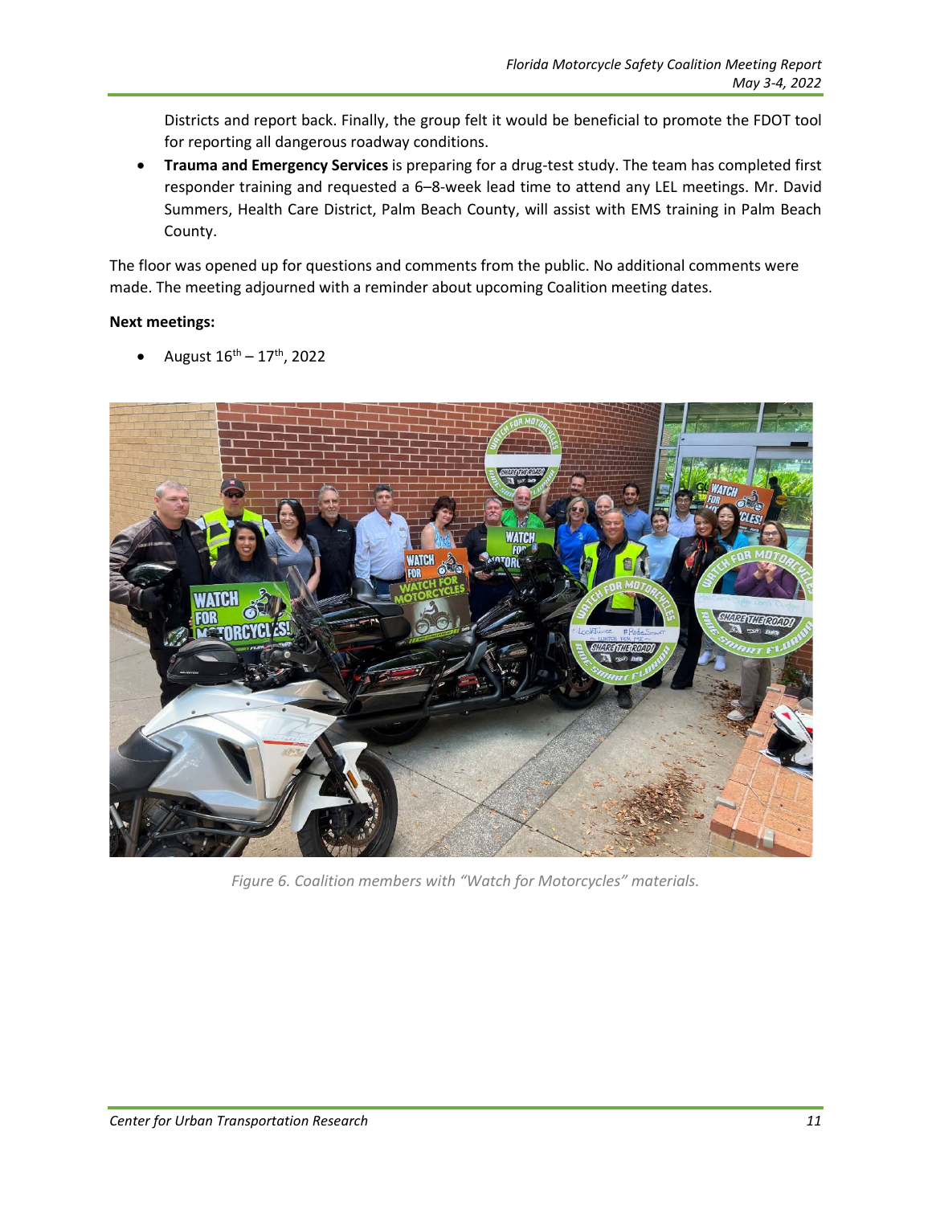Districts and report back. Finally, the group felt it would be beneficial to promote the FDOT tool for reporting all dangerous roadway conditions.

- **Trauma and Emergency Services** is preparing for a drug-test study. The team has completed first responder training and requested a 6–8-week lead time to attend any LEL meetings. Mr. David Summers, Health Care District, Palm Beach County, will assist with EMS training in Palm Beach County.

The floor was opened up for questions and comments from the public. No additional comments were made. The meeting adjourned with a reminder about upcoming Coalition meeting dates.

**Next meetings:**

- August 16th – 17th, 2022

*Figure 6. Coalition members with "Watch for Motorcycles" materials.*